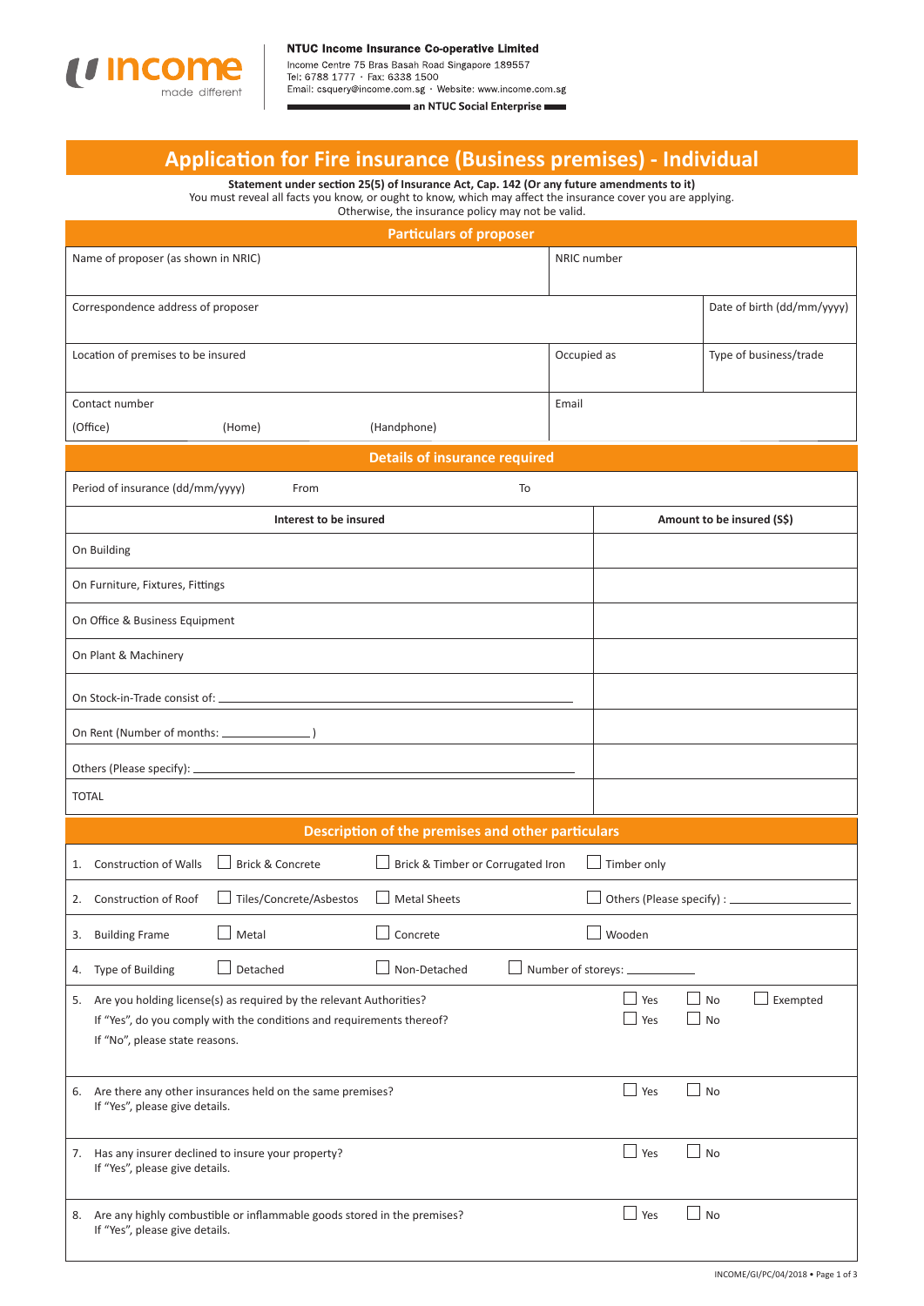**NTUC Income Insurance Co-operative Limited**
Income Centre 75 Bras Basah Road Singapore 189557
Tel: 6788 1777 · Fax: 6338 1500
Email: csquery@income.com.sg · Website: www.income.com.sg
an NTUC Social Enterprise

# Application for Fire insurance (Business premises) - Individual

**Statement under section 25(5) of Insurance Act, Cap. 142 (Or any future amendments to it)**
You must reveal all facts you know, or ought to know, which may affect the insurance cover you are applying.
Otherwise, the insurance policy may not be valid.

## Particulars of proposer

| Name of proposer (as shown in NRIC) | | NRIC number |
|---|---|---|
| Correspondence address of proposer | | Date of birth (dd/mm/yyyy) |
| Location of premises to be insured | Occupied as | Type of business/trade |
| Contact number (Office) (Home) (Handphone) | Email | |

## Details of insurance required

Period of insurance (dd/mm/yyyy) From ______ To ______

| Interest to be insured | Amount to be insured (S$) |
|---|---|
| On Building | |
| On Furniture, Fixtures, Fittings | |
| On Office & Business Equipment | |
| On Plant & Machinery | |
| On Stock-in-Trade consist of: ______ | |
| On Rent (Number of months: ______ ) | |
| Others (Please specify): ______ | |
| TOTAL | |

## Description of the premises and other particulars

1. Construction of Walls ☐ Brick & Concrete ☐ Brick & Timber or Corrugated Iron ☐ Timber only
2. Construction of Roof ☐ Tiles/Concrete/Asbestos ☐ Metal Sheets ☐ Others (Please specify) : ______
3. Building Frame ☐ Metal ☐ Concrete ☐ Wooden
4. Type of Building ☐ Detached ☐ Non-Detached ☐ Number of storeys: ______
5. Are you holding license(s) as required by the relevant Authorities? ☐ Yes ☐ No ☐ Exempted
   If "Yes", do you comply with the conditions and requirements thereof? ☐ Yes ☐ No
   If "No", please state reasons.
6. Are there any other insurances held on the same premises? ☐ Yes ☐ No
   If "Yes", please give details.
7. Has any insurer declined to insure your property? ☐ Yes ☐ No
   If "Yes", please give details.
8. Are any highly combustible or inflammable goods stored in the premises? ☐ Yes ☐ No
   If "Yes", please give details.

INCOME/GI/PC/04/2018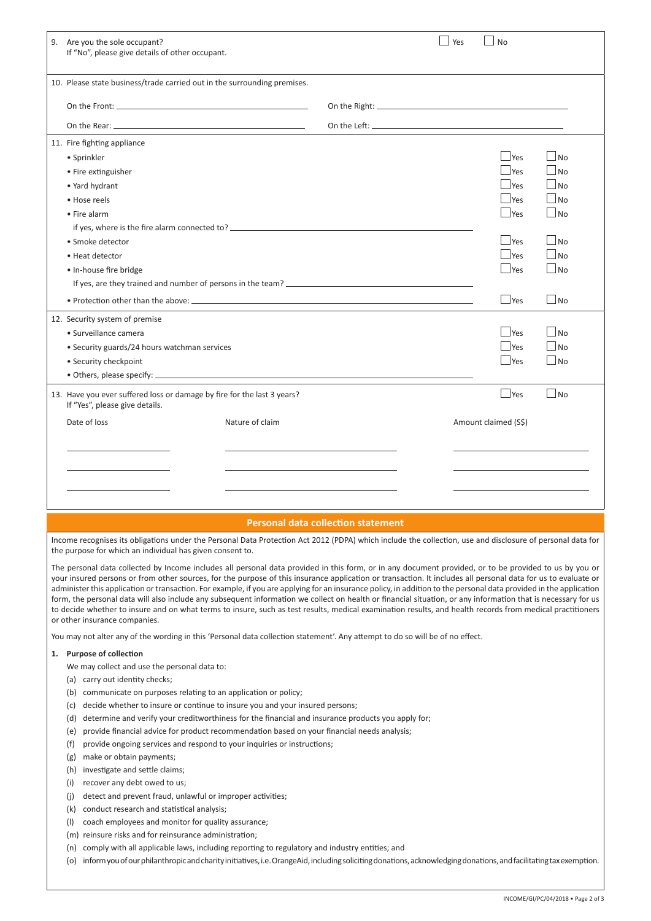9. Are you the sole occupant? ☐ Yes ☐ No
If "No", please give details of other occupant.

10. Please state business/trade carried out in the surrounding premises.

On the Front: ____________________ On the Right: ____________________

On the Rear: ____________________ On the Left: ____________________

11. Fire fighting appliance

| | | |
|---|---|---|
| • Sprinkler | ☐ Yes | ☐ No |
| • Fire extinguisher | ☐ Yes | ☐ No |
| • Yard hydrant | ☐ Yes | ☐ No |
| • Hose reels | ☐ Yes | ☐ No |
| • Fire alarm | ☐ Yes | ☐ No |
| if yes, where is the fire alarm connected to? ____________________ | | |
| • Smoke detector | ☐ Yes | ☐ No |
| • Heat detector | ☐ Yes | ☐ No |
| • In-house fire bridge | ☐ Yes | ☐ No |
| If yes, are they trained and number of persons in the team? ____________________ | | |
| • Protection other than the above: ____________________ | ☐ Yes | ☐ No |

12. Security system of premise

| | | |
|---|---|---|
| • Surveillance camera | ☐ Yes | ☐ No |
| • Security guards/24 hours watchman services | ☐ Yes | ☐ No |
| • Security checkpoint | ☐ Yes | ☐ No |
| • Others, please specify: ____________________ | | |

13. Have you ever suffered loss or damage by fire for the last 3 years? ☐ Yes ☐ No
If "Yes", please give details.

| Date of loss | Nature of claim | Amount claimed (S$) |
|---|---|---|
| | | |
| | | |
| | | |

## Personal data collection statement

Income recognises its obligations under the Personal Data Protection Act 2012 (PDPA) which include the collection, use and disclosure of personal data for the purpose for which an individual has given consent to.

The personal data collected by Income includes all personal data provided in this form, or in any document provided, or to be provided to us by you or your insured persons or from other sources, for the purpose of this insurance application or transaction. It includes all personal data for us to evaluate or administer this application or transaction. For example, if you are applying for an insurance policy, in addition to the personal data provided in the application form, the personal data will also include any subsequent information we collect on health or financial situation, or any information that is necessary for us to decide whether to insure and on what terms to insure, such as test results, medical examination results, and health records from medical practitioners or other insurance companies.

You may not alter any of the wording in this 'Personal data collection statement'. Any attempt to do so will be of no effect.

**1. Purpose of collection**

We may collect and use the personal data to:

(a) carry out identity checks;
(b) communicate on purposes relating to an application or policy;
(c) decide whether to insure or continue to insure you and your insured persons;
(d) determine and verify your creditworthiness for the financial and insurance products you apply for;
(e) provide financial advice for product recommendation based on your financial needs analysis;
(f) provide ongoing services and respond to your inquiries or instructions;
(g) make or obtain payments;
(h) investigate and settle claims;
(i) recover any debt owed to us;
(j) detect and prevent fraud, unlawful or improper activities;
(k) conduct research and statistical analysis;
(l) coach employees and monitor for quality assurance;
(m) reinsure risks and for reinsurance administration;
(n) comply with all applicable laws, including reporting to regulatory and industry entities; and
(o) inform you of our philanthropic and charity initiatives, i.e. OrangeAid, including soliciting donations, acknowledging donations, and facilitating tax exemption.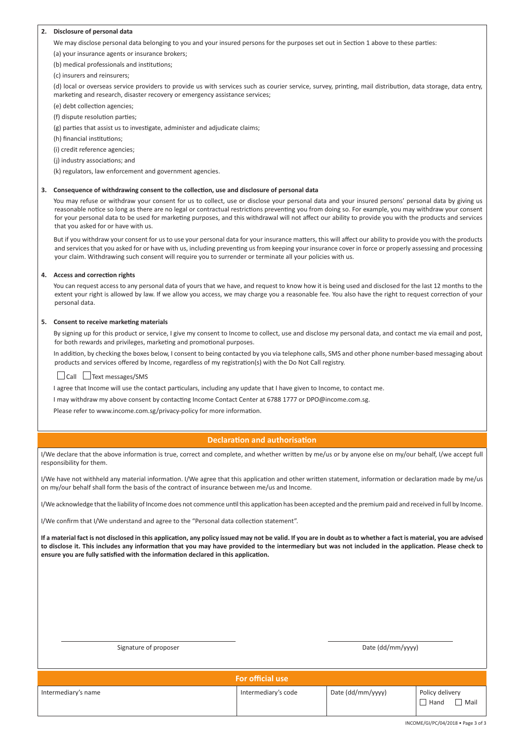**2. Disclosure of personal data**

We may disclose personal data belonging to you and your insured persons for the purposes set out in Section 1 above to these parties:

(a) your insurance agents or insurance brokers;

(b) medical professionals and institutions;

(c) insurers and reinsurers;

(d) local or overseas service providers to provide us with services such as courier service, survey, printing, mail distribution, data storage, data entry, marketing and research, disaster recovery or emergency assistance services;

(e) debt collection agencies;

(f) dispute resolution parties;

(g) parties that assist us to investigate, administer and adjudicate claims;

(h) financial institutions;

(i) credit reference agencies;

(j) industry associations; and

(k) regulators, law enforcement and government agencies.

**3. Consequence of withdrawing consent to the collection, use and disclosure of personal data**

You may refuse or withdraw your consent for us to collect, use or disclose your personal data and your insured persons' personal data by giving us reasonable notice so long as there are no legal or contractual restrictions preventing you from doing so. For example, you may withdraw your consent for your personal data to be used for marketing purposes, and this withdrawal will not affect our ability to provide you with the products and services that you asked for or have with us.

But if you withdraw your consent for us to use your personal data for your insurance matters, this will affect our ability to provide you with the products and services that you asked for or have with us, including preventing us from keeping your insurance cover in force or properly assessing and processing your claim. Withdrawing such consent will require you to surrender or terminate all your policies with us.

**4. Access and correction rights**

You can request access to any personal data of yours that we have, and request to know how it is being used and disclosed for the last 12 months to the extent your right is allowed by law. If we allow you access, we may charge you a reasonable fee. You also have the right to request correction of your personal data.

**5. Consent to receive marketing materials**

By signing up for this product or service, I give my consent to Income to collect, use and disclose my personal data, and contact me via email and post, for both rewards and privileges, marketing and promotional purposes.

In addition, by checking the boxes below, I consent to being contacted by you via telephone calls, SMS and other phone number-based messaging about products and services offered by Income, regardless of my registration(s) with the Do Not Call registry.

☐ Call ☐ Text messages/SMS

I agree that Income will use the contact particulars, including any update that I have given to Income, to contact me.

I may withdraw my above consent by contacting Income Contact Center at 6788 1777 or DPO@income.com.sg.

Please refer to www.income.com.sg/privacy-policy for more information.

## Declaration and authorisation

I/We declare that the above information is true, correct and complete, and whether written by me/us or by anyone else on my/our behalf, I/we accept full responsibility for them.

I/We have not withheld any material information. I/We agree that this application and other written statement, information or declaration made by me/us on my/our behalf shall form the basis of the contract of insurance between me/us and Income.

I/We acknowledge that the liability of Income does not commence until this application has been accepted and the premium paid and received in full by Income.

I/We confirm that I/We understand and agree to the "Personal data collection statement".

**If a material fact is not disclosed in this application, any policy issued may not be valid. If you are in doubt as to whether a fact is material, you are advised to disclose it. This includes any information that you may have provided to the intermediary but was not included in the application. Please check to ensure you are fully satisfied with the information declared in this application.**

Signature of proposer ____________________ Date (dd/mm/yyyy) ____________________

## For official use

| Intermediary's name | Intermediary's code | Date (dd/mm/yyyy) | Policy delivery ☐ Hand ☐ Mail |
|---|---|---|---|
| | | | |

INCOME/GI/PC/04/2018